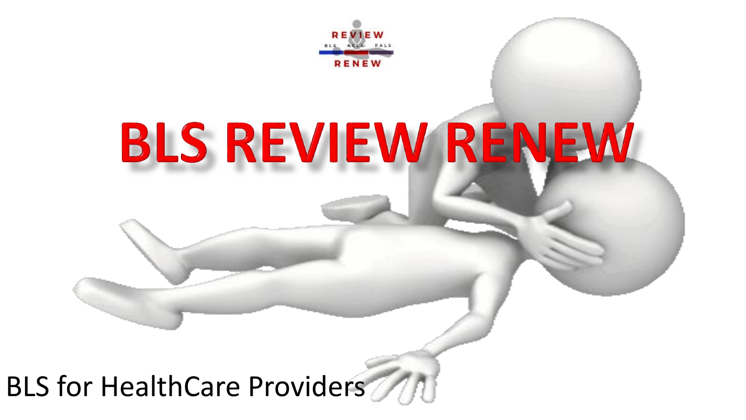# BLS REVIEW RENEW

BLS for HealthCare Providers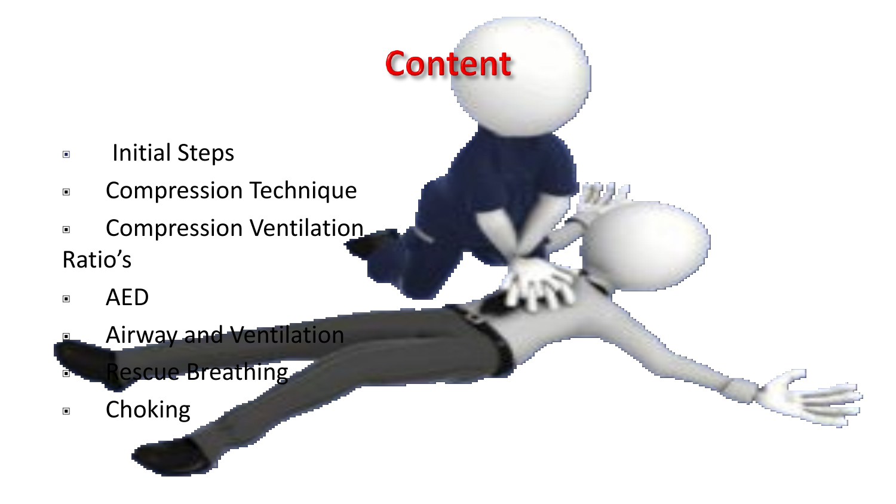# Content

- Initial Steps
- Compression Technique
- Compression Ventilation Ratio’s
- AED
- Airway and Ventilation
- Rescue Breathing
- Choking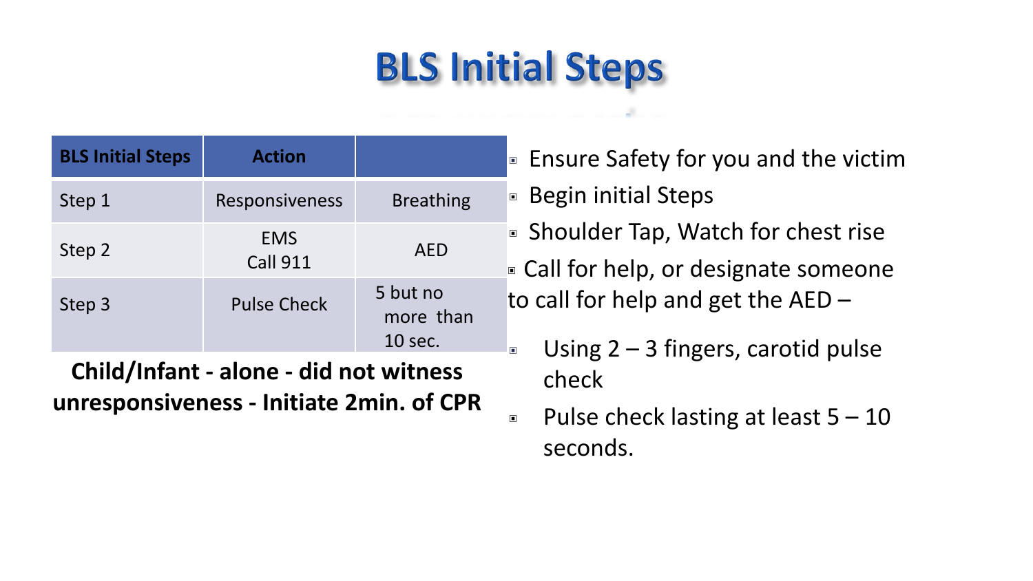# BLS Initial Steps

| BLS Initial Steps | Action | |
|---|---|---|
| Step 1 | Responsiveness | Breathing |
| Step 2 | EMS Call 911 | AED |
| Step 3 | Pulse Check | 5 but no more than 10 sec. |

**Child/Infant - alone - did not witness unresponsiveness - Initiate 2min. of CPR**

- Ensure Safety for you and the victim
- Begin initial Steps
- Shoulder Tap, Watch for chest rise
- Call for help, or designate someone to call for help and get the AED –
  - Using 2 – 3 fingers, carotid pulse check
  - Pulse check lasting at least 5 – 10 seconds.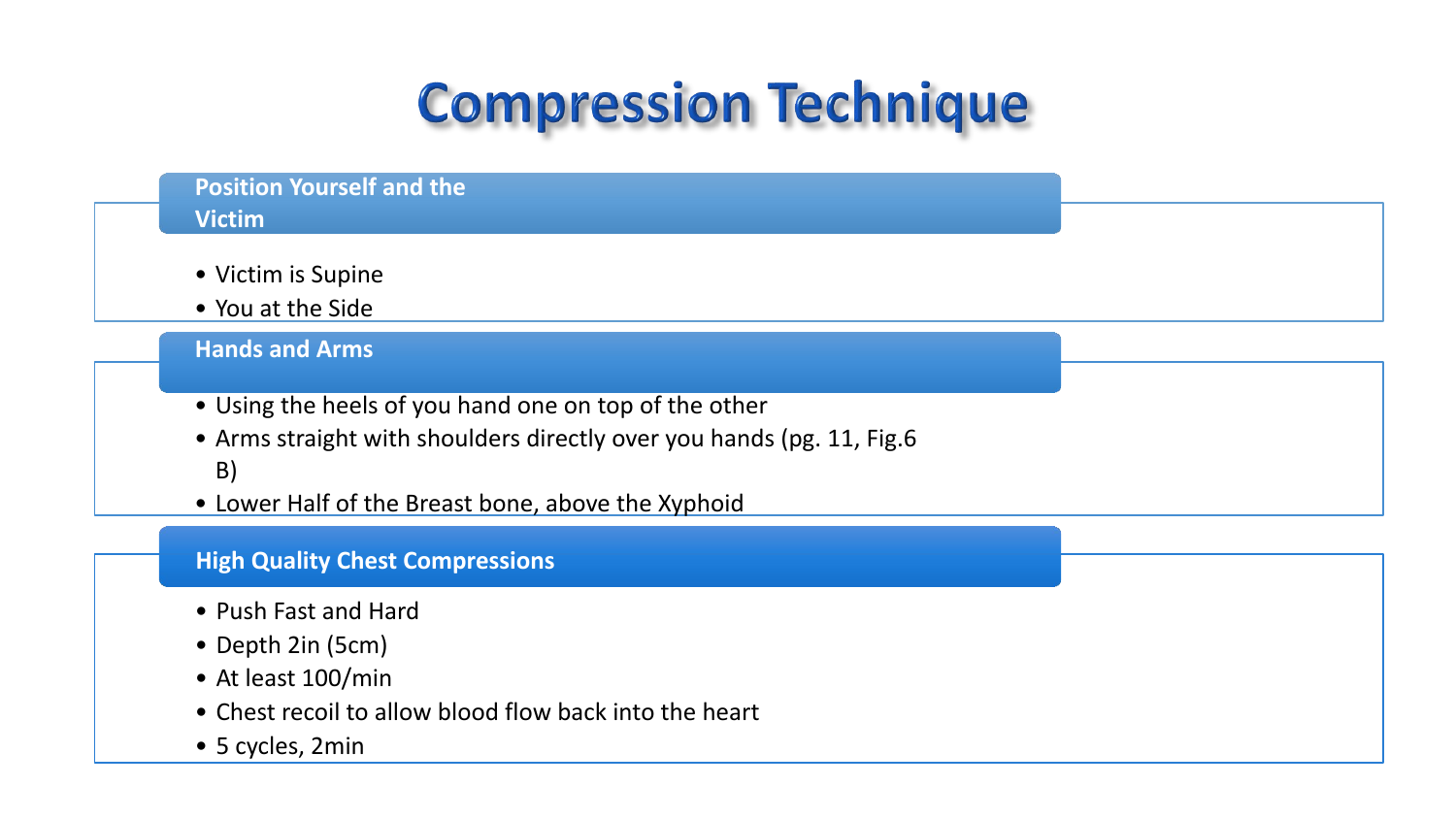# Compression Technique

### Position Yourself and the Victim

- Victim is Supine
- You at the Side

### Hands and Arms

- Using the heels of you hand one on top of the other
- Arms straight with shoulders directly over you hands (pg. 11, Fig.6 B)
- Lower Half of the Breast bone, above the Xyphoid

### High Quality Chest Compressions

- Push Fast and Hard
- Depth 2in (5cm)
- At least 100/min
- Chest recoil to allow blood flow back into the heart
- 5 cycles, 2min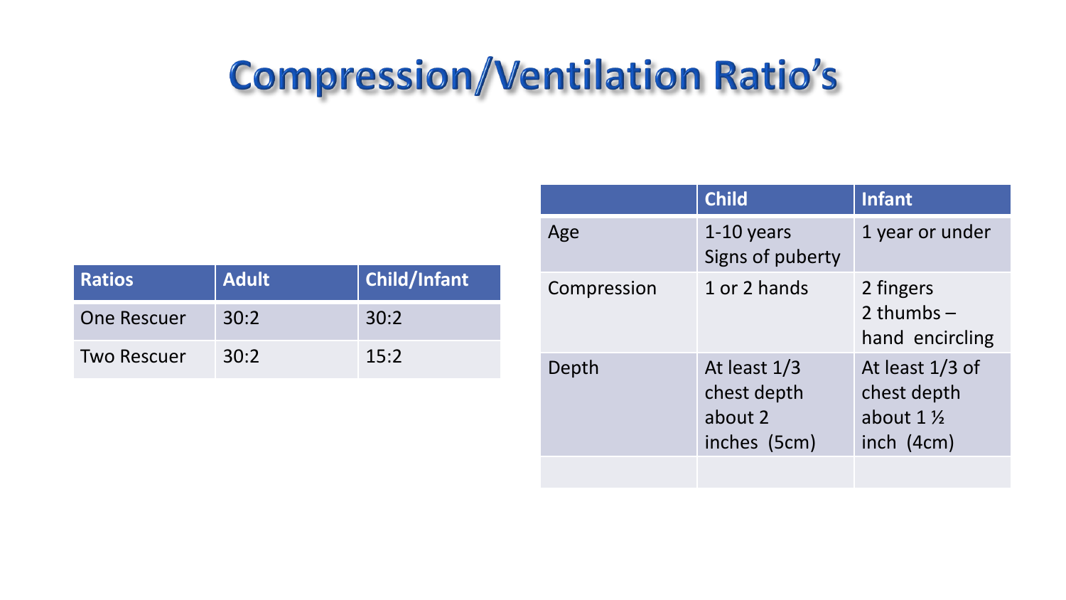# Compression/Ventilation Ratio's

| Ratios | Adult | Child/Infant |
| --- | --- | --- |
| One Rescuer | 30:2 | 30:2 |
| Two Rescuer | 30:2 | 15:2 |

| | Child | Infant |
| --- | --- | --- |
| Age | 1-10 years<br>Signs of puberty | 1 year or under |
| Compression | 1 or 2 hands | 2 fingers<br>2 thumbs – hand encircling |
| Depth | At least 1/3 chest depth about 2 inches (5cm) | At least 1/3 of chest depth about 1 ½ inch (4cm) |
| | | |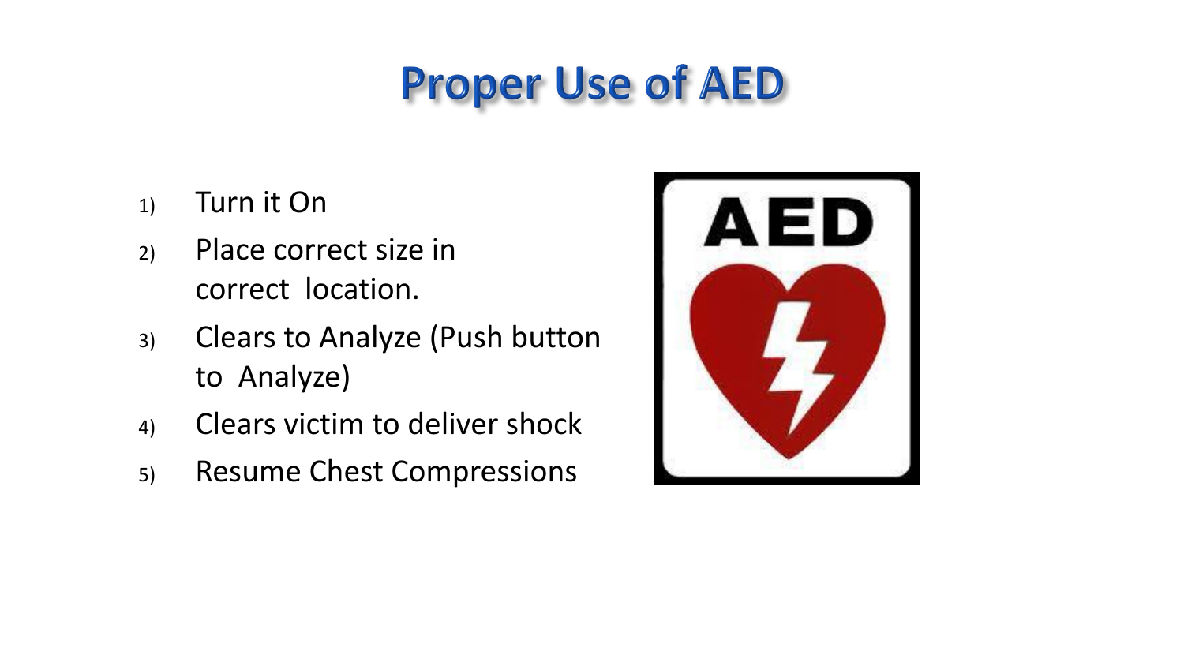# Proper Use of AED

1) Turn it On
2) Place correct size in correct location.
3) Clears to Analyze (Push button to Analyze)
4) Clears victim to deliver shock
5) Resume Chest Compressions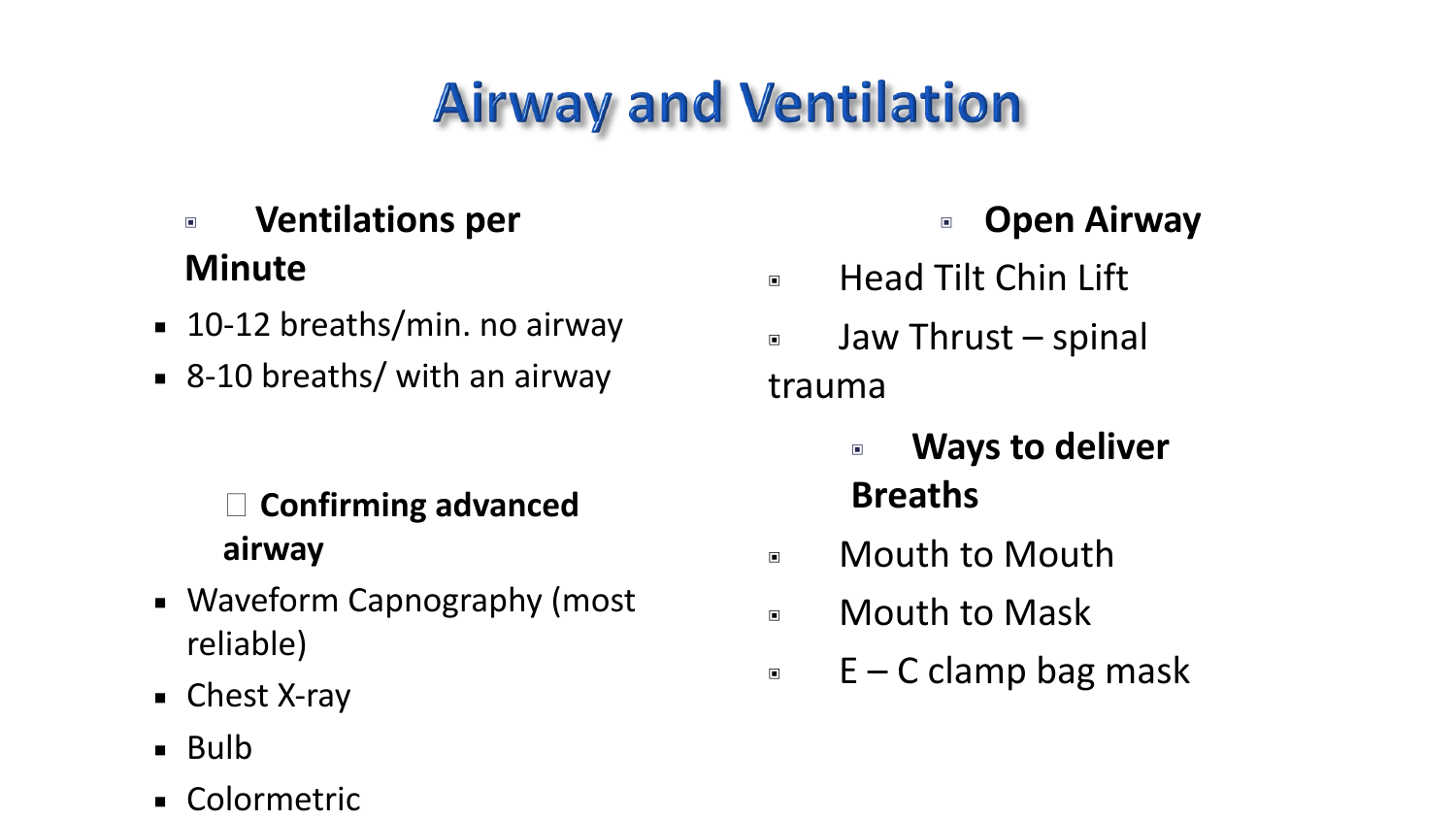# Airway and Ventilation

**Ventilations per Minute**

- 10-12 breaths/min. no airway
- 8-10 breaths/ with an airway

**Confirming advanced airway**

- Waveform Capnography (most reliable)
- Chest X-ray
- Bulb
- Colormetric

**Open Airway**

- Head Tilt Chin Lift
- Jaw Thrust – spinal trauma

**Ways to deliver Breaths**

- Mouth to Mouth
- Mouth to Mask
- E – C clamp bag mask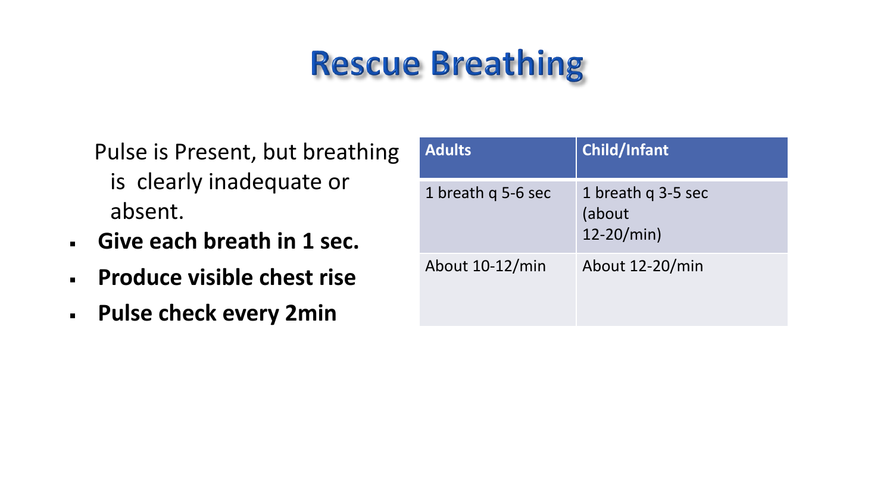# Rescue Breathing

Pulse is Present, but breathing is clearly inadequate or absent.

- **Give each breath in 1 sec.**
- **Produce visible chest rise**
- **Pulse check every 2min**

| Adults | Child/Infant |
| --- | --- |
| 1 breath q 5-6 sec | 1 breath q 3-5 sec (about 12-20/min) |
| About 10-12/min | About 12-20/min |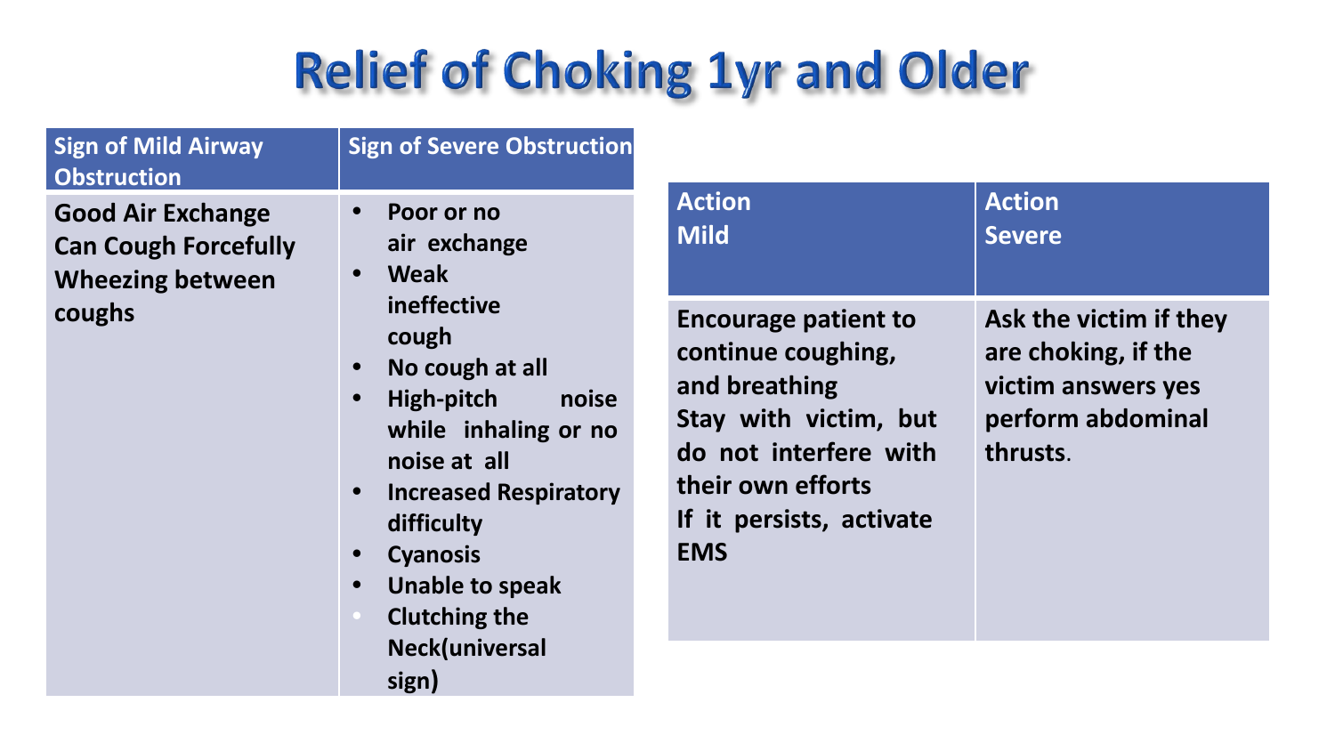# Relief of Choking 1yr and Older

| Sign of Mild Airway Obstruction | Sign of Severe Obstruction |
|---|---|
| Good Air Exchange<br>Can Cough Forcefully<br>Wheezing between coughs | • Poor or no air exchange<br>• Weak ineffective cough<br>• No cough at all<br>• High-pitch noise while inhaling or no noise at all<br>• Increased Respiratory difficulty<br>• Cyanosis<br>• Unable to speak<br>• Clutching the Neck(universal sign) |

| Action Mild | Action Severe |
|---|---|
| Encourage patient to continue coughing, and breathing<br>Stay with victim, but do not interfere with their own efforts<br>If it persists, activate EMS | Ask the victim if they are choking, if the victim answers yes perform abdominal thrusts. |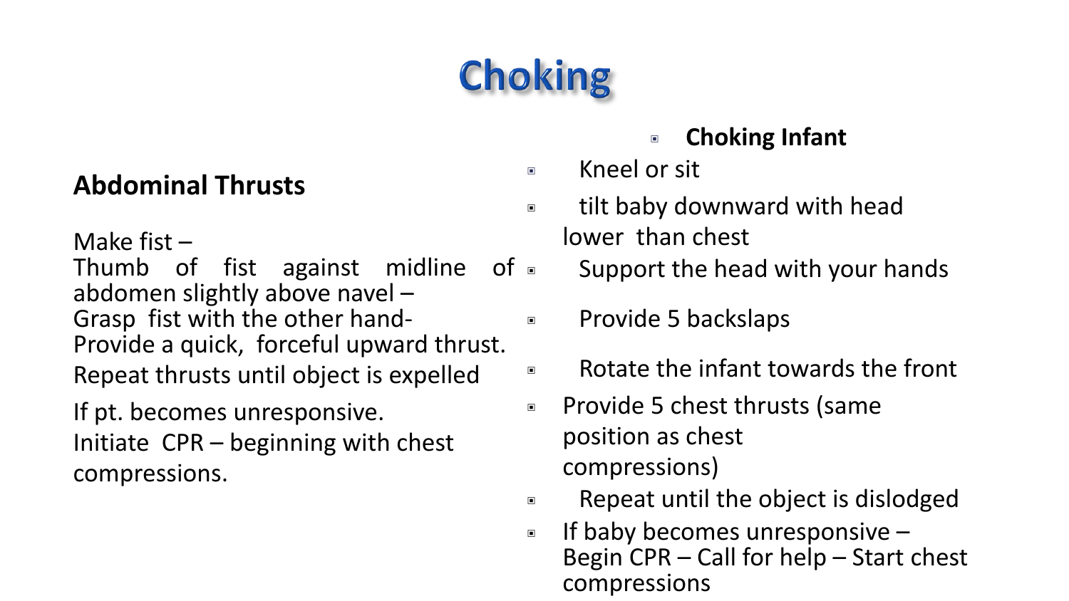# Choking

### Abdominal Thrusts

Make fist –
Thumb of fist against midline of abdomen slightly above navel –
Grasp fist with the other hand-
Provide a quick, forceful upward thrust.
Repeat thrusts until object is expelled

If pt. becomes unresponsive.
Initiate CPR – beginning with chest compressions.

- **Choking Infant**
- Kneel or sit
- tilt baby downward with head lower than chest
- Support the head with your hands
- Provide 5 backslaps
- Rotate the infant towards the front
- Provide 5 chest thrusts (same position as chest compressions)
- Repeat until the object is dislodged
- If baby becomes unresponsive – Begin CPR – Call for help – Start chest compressions